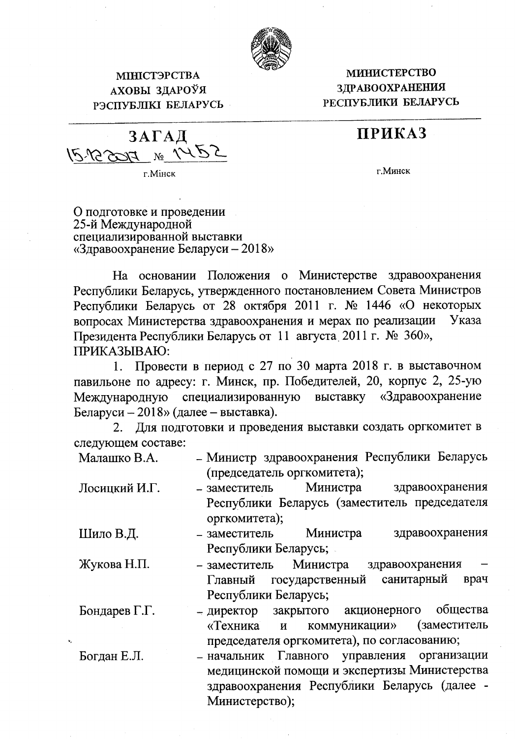МІНІСТЭРСТВА АХОВЫ ЗДАРОЎЯ РЭСПУБЛІКІ БЕЛАРУСЬ

МИНИСТЕРСТВО ЗДРАВООХРАНЕНИЯ РЕСПУБЛИКИ БЕЛАРУСЬ

**ЗАГАД** **ПРИКАЗ**

15.12.2017 № 1452

г.Мінск г.Минск

О подготовке и проведении 25-й Международной специализированной выставки «Здравоохранение Беларуси – 2018»

На основании Положения о Министерстве здравоохранения Республики Беларусь, утвержденного постановлением Совета Министров Республики Беларусь от 28 октября 2011 г. № 1446 «О некоторых вопросах Министерства здравоохранения и мерах по реализации Указа Президента Республики Беларусь от 11 августа 2011 г. № 360»,

ПРИКАЗЫВАЮ:

1. Провести в период с 27 по 30 марта 2018 г. в выставочном павильоне по адресу: г. Минск, пр. Победителей, 20, корпус 2, 25-ую Международную специализированную выставку «Здравоохранение Беларуси – 2018» (далее – выставка).

2. Для подготовки и проведения выставки создать оргкомитет в следующем составе:

| | |
|---|---|
| Малашко В.А. | – Министр здравоохранения Республики Беларусь (председатель оргкомитета); |
| Лосицкий И.Г. | – заместитель Министра здравоохранения Республики Беларусь (заместитель председателя оргкомитета); |
| Шило В.Д. | – заместитель Министра здравоохранения Республики Беларусь; |
| Жукова Н.П. | – заместитель Министра здравоохранения – Главный государственный санитарный врач Республики Беларусь; |
| Бондарев Г.Г. | – директор закрытого акционерного общества «Техника и коммуникации» (заместитель председателя оргкомитета), по согласованию; |
| Богдан Е.Л. | – начальник Главного управления организации медицинской помощи и экспертизы Министерства здравоохранения Республики Беларусь (далее - Министерство); |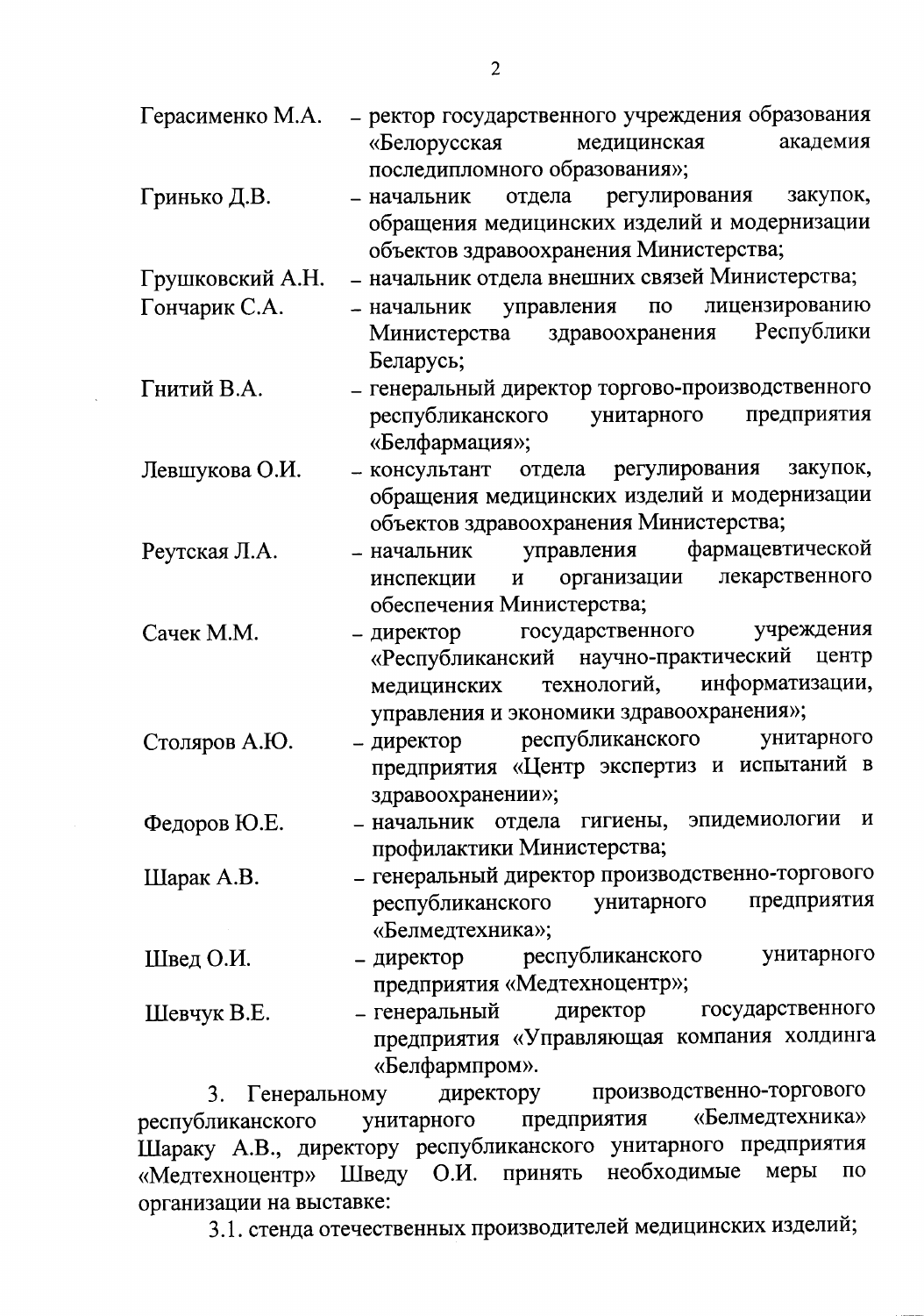Герасименко М.А. – ректор государственного учреждения образования «Белорусская медицинская академия последипломного образования»;

Гринько Д.В. – начальник отдела регулирования закупок, обращения медицинских изделий и модернизации объектов здравоохранения Министерства;

Грушковский А.Н. – начальник отдела внешних связей Министерства;

Гончарик С.А. – начальник управления по лицензированию Министерства здравоохранения Республики Беларусь;

Гнитий В.А. – генеральный директор торгово-производственного республиканского унитарного предприятия «Белфармация»;

Левшукова О.И. – консультант отдела регулирования закупок, обращения медицинских изделий и модернизации объектов здравоохранения Министерства;

Реутская Л.А. – начальник управления фармацевтической инспекции и организации лекарственного обеспечения Министерства;

Сачек М.М. – директор государственного учреждения «Республиканский научно-практический центр медицинских технологий, информатизации, управления и экономики здравоохранения»;

Столяров А.Ю. – директор республиканского унитарного предприятия «Центр экспертиз и испытаний в здравоохранении»;

Федоров Ю.Е. – начальник отдела гигиены, эпидемиологии и профилактики Министерства;

Шарак А.В. – генеральный директор производственно-торгового республиканского унитарного предприятия «Белмедтехника»;

Швед О.И. – директор республиканского унитарного предприятия «Медтехноцентр»;

Шевчук В.Е. – генеральный директор государственного предприятия «Управляющая компания холдинга «Белфармпром».

3. Генеральному директору производственно-торгового республиканского унитарного предприятия «Белмедтехника» Шараку А.В., директору республиканского унитарного предприятия «Медтехноцентр» Шведу О.И. принять необходимые меры по организации на выставке:

3.1. стенда отечественных производителей медицинских изделий;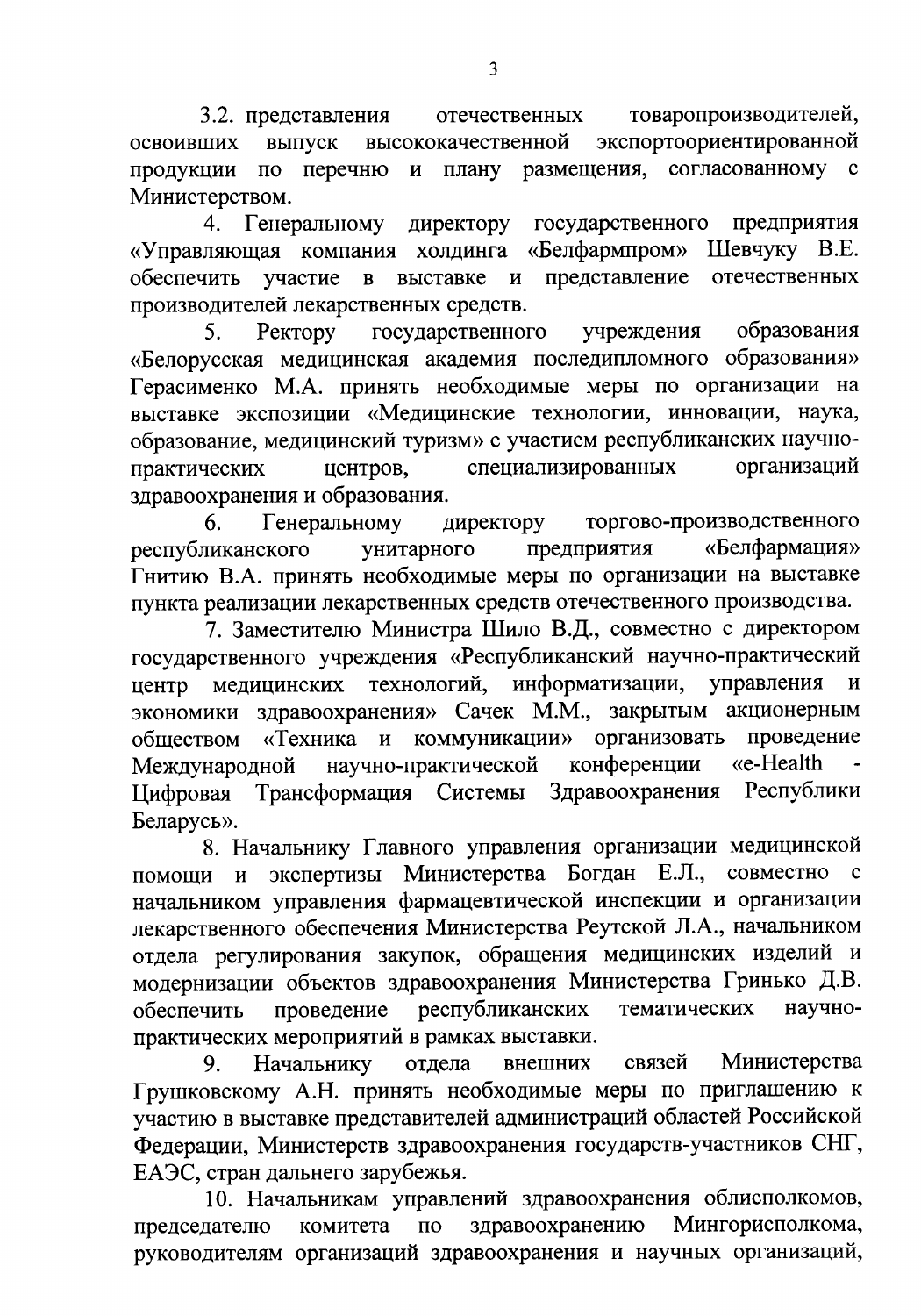3.2. представления отечественных товаропроизводителей, освоивших выпуск высококачественной экспортоориентированной продукции по перечню и плану размещения, согласованному с Министерством.

4. Генеральному директору государственного предприятия «Управляющая компания холдинга «Белфармпром» Шевчуку В.Е. обеспечить участие в выставке и представление отечественных производителей лекарственных средств.

5. Ректору государственного учреждения образования «Белорусская медицинская академия последипломного образования» Герасименко М.А. принять необходимые меры по организации на выставке экспозиции «Медицинские технологии, инновации, наука, образование, медицинский туризм» с участием республиканских научно-практических центров, специализированных организаций здравоохранения и образования.

6. Генеральному директору торгово-производственного республиканского унитарного предприятия «Белфармация» Гнитию В.А. принять необходимые меры по организации на выставке пункта реализации лекарственных средств отечественного производства.

7. Заместителю Министра Шило В.Д., совместно с директором государственного учреждения «Республиканский научно-практический центр медицинских технологий, информатизации, управления и экономики здравоохранения» Сачек М.М., закрытым акционерным обществом «Техника и коммуникации» организовать проведение Международной научно-практической конференции «e-Health - Цифровая Трансформация Системы Здравоохранения Республики Беларусь».

8. Начальнику Главного управления организации медицинской помощи и экспертизы Министерства Богдан Е.Л., совместно с начальником управления фармацевтической инспекции и организации лекарственного обеспечения Министерства Реутской Л.А., начальником отдела регулирования закупок, обращения медицинских изделий и модернизации объектов здравоохранения Министерства Гринько Д.В. обеспечить проведение республиканских тематических научно-практических мероприятий в рамках выставки.

9. Начальнику отдела внешних связей Министерства Грушковскому А.Н. принять необходимые меры по приглашению к участию в выставке представителей администраций областей Российской Федерации, Министерств здравоохранения государств-участников СНГ, ЕАЭС, стран дальнего зарубежья.

10. Начальникам управлений здравоохранения облисполкомов, председателю комитета по здравоохранению Мингорисполкома, руководителям организаций здравоохранения и научных организаций,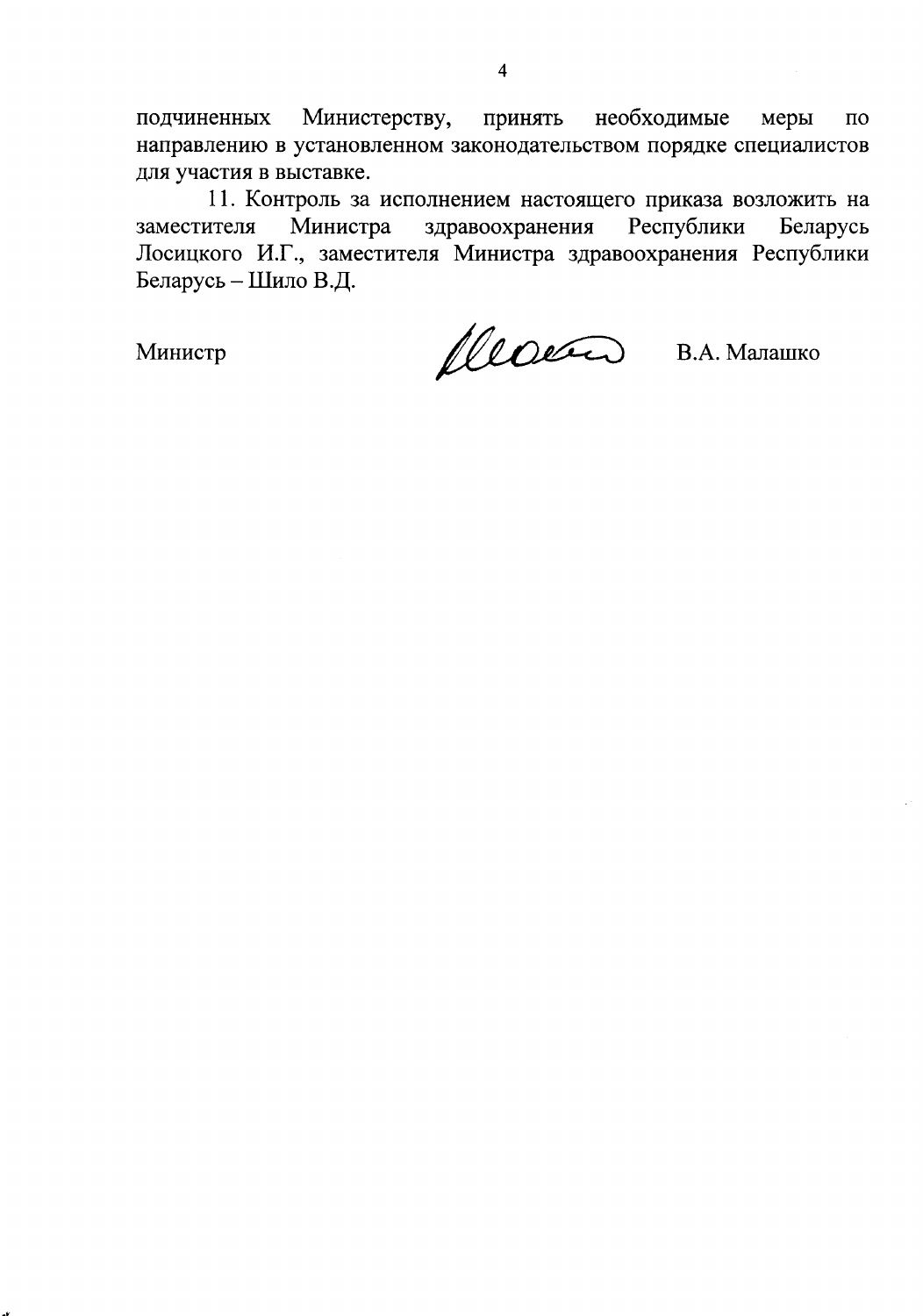подчиненных Министерству, принять необходимые меры по направлению в установленном законодательством порядке специалистов для участия в выставке.

11. Контроль за исполнением настоящего приказа возложить на заместителя Министра здравоохранения Республики Беларусь Лосицкого И.Г., заместителя Министра здравоохранения Республики Беларусь – Шило В.Д.

Министр В.А. Малашко